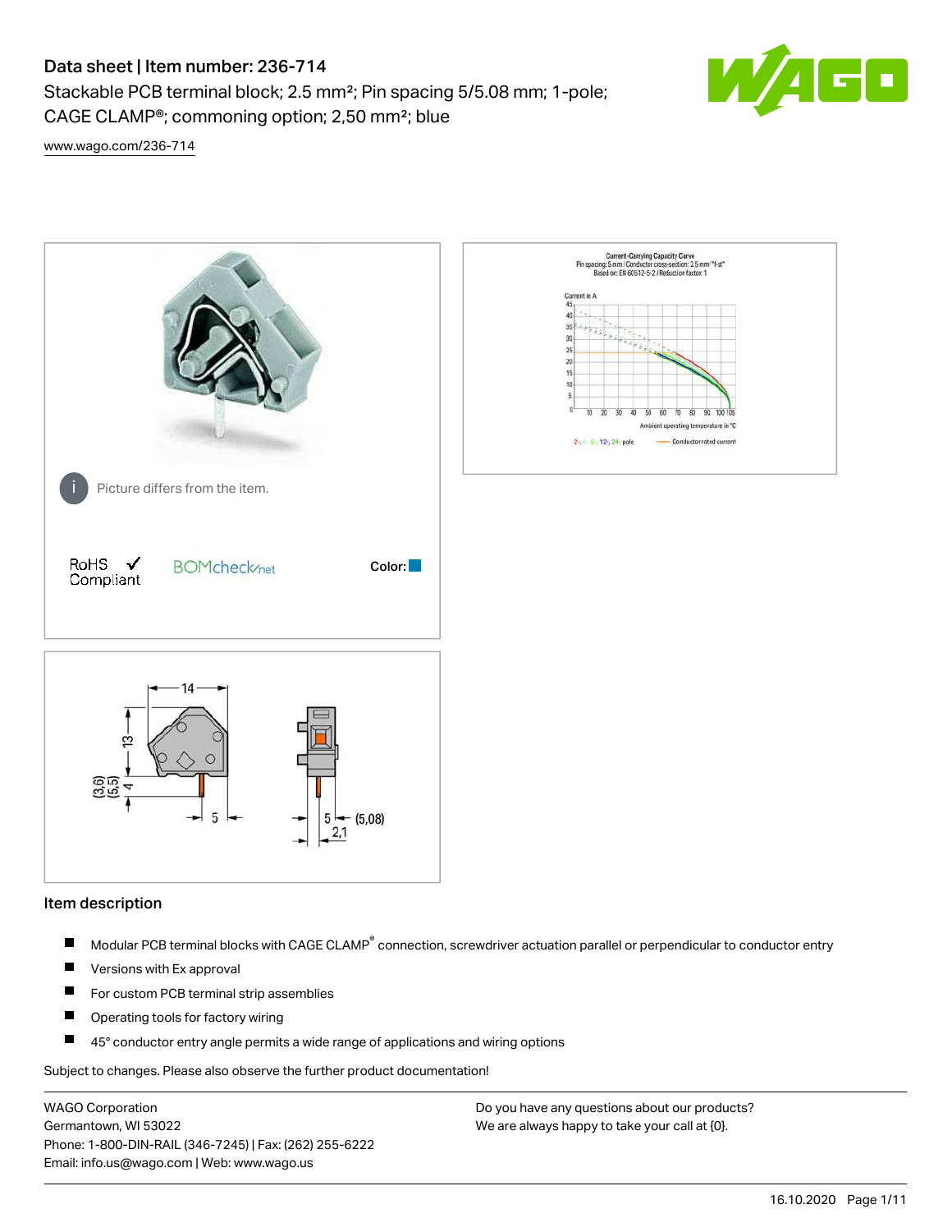# Data sheet | Item number: 236-714

Stackable PCB terminal block; 2.5 mm²; Pin spacing 5/5.08 mm; 1-pole; CAGE CLAMP®; commoning option; 2,50 mm²; blue

www.wago.com/236-714

Picture differs from the item.

RoHS Compliant

BOMcheck.net

Color:

## Item description

- Modular PCB terminal blocks with CAGE CLAMP® connection, screwdriver actuation parallel or perpendicular to conductor entry
- Versions with Ex approval
- For custom PCB terminal strip assemblies
- Operating tools for factory wiring
- 45° conductor entry angle permits a wide range of applications and wiring options

Subject to changes. Please also observe the further product documentation!

WAGO Corporation
Germantown, WI 53022
Phone: 1-800-DIN-RAIL (346-7245) | Fax: (262) 255-6222
Email: info.us@wago.com | Web: www.wago.us

Do you have any questions about our products?
We are always happy to take your call at {0}.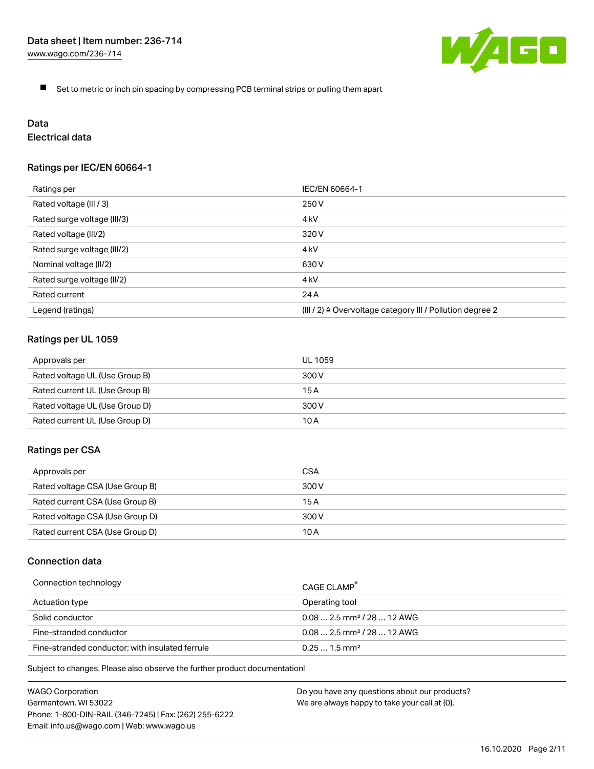- Set to metric or inch pin spacing by compressing PCB terminal strips or pulling them apart

## Data

### Electrical data

#### Ratings per IEC/EN 60664-1

| Ratings per | IEC/EN 60664-1 |
| --- | --- |
| Rated voltage (III / 3) | 250 V |
| Rated surge voltage (III/3) | 4 kV |
| Rated voltage (III/2) | 320 V |
| Rated surge voltage (III/2) | 4 kV |
| Nominal voltage (II/2) | 630 V |
| Rated surge voltage (II/2) | 4 kV |
| Rated current | 24 A |
| Legend (ratings) | (III / 2) ≙ Overvoltage category III / Pollution degree 2 |

#### Ratings per UL 1059

| Approvals per | UL 1059 |
| --- | --- |
| Rated voltage UL (Use Group B) | 300 V |
| Rated current UL (Use Group B) | 15 A |
| Rated voltage UL (Use Group D) | 300 V |
| Rated current UL (Use Group D) | 10 A |

#### Ratings per CSA

| Approvals per | CSA |
| --- | --- |
| Rated voltage CSA (Use Group B) | 300 V |
| Rated current CSA (Use Group B) | 15 A |
| Rated voltage CSA (Use Group D) | 300 V |
| Rated current CSA (Use Group D) | 10 A |

### Connection data

| Connection technology | CAGE CLAMP® |
| --- | --- |
| Actuation type | Operating tool |
| Solid conductor | 0.08 … 2.5 mm² / 28 … 12 AWG |
| Fine-stranded conductor | 0.08 … 2.5 mm² / 28 … 12 AWG |
| Fine-stranded conductor; with insulated ferrule | 0.25 … 1.5 mm² |

Subject to changes. Please also observe the further product documentation!

WAGO Corporation
Germantown, WI 53022
Phone: 1-800-DIN-RAIL (346-7245) | Fax: (262) 255-6222
Email: info.us@wago.com | Web: www.wago.us

Do you have any questions about our products?
We are always happy to take your call at {0}.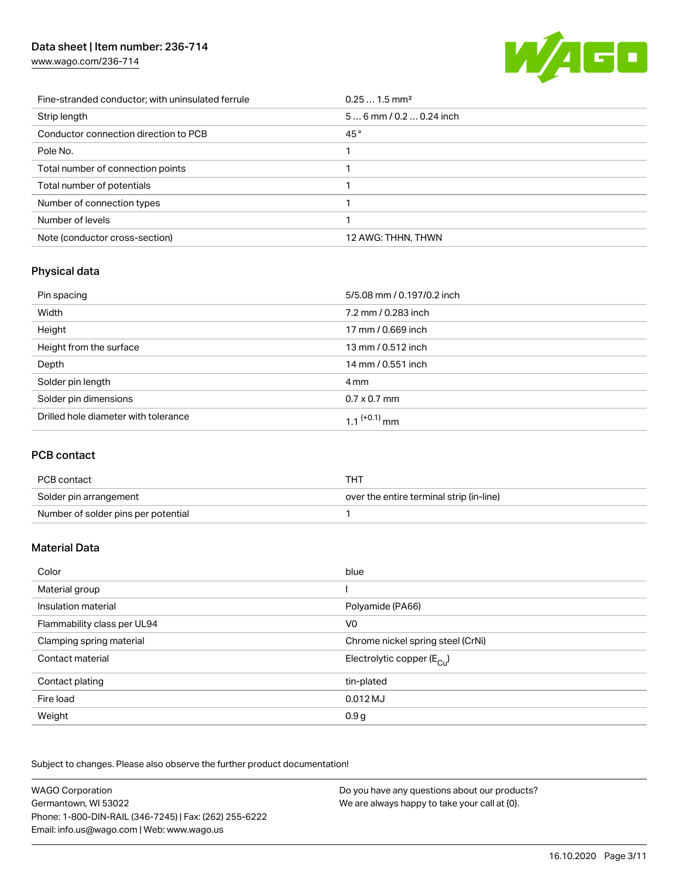| | |
|---|---|
| Fine-stranded conductor; with uninsulated ferrule | 0.25 … 1.5 mm² |
| Strip length | 5 … 6 mm / 0.2 … 0.24 inch |
| Conductor connection direction to PCB | 45 ° |
| Pole No. | 1 |
| Total number of connection points | 1 |
| Total number of potentials | 1 |
| Number of connection types | 1 |
| Number of levels | 1 |
| Note (conductor cross-section) | 12 AWG: THHN, THWN |

## Physical data

| | |
|---|---|
| Pin spacing | 5/5.08 mm / 0.197/0.2 inch |
| Width | 7.2 mm / 0.283 inch |
| Height | 17 mm / 0.669 inch |
| Height from the surface | 13 mm / 0.512 inch |
| Depth | 14 mm / 0.551 inch |
| Solder pin length | 4 mm |
| Solder pin dimensions | 0.7 x 0.7 mm |
| Drilled hole diameter with tolerance | $1.1^{(+0.1)}$ mm |

## PCB contact

| | |
|---|---|
| PCB contact | THT |
| Solder pin arrangement | over the entire terminal strip (in-line) |
| Number of solder pins per potential | 1 |

## Material Data

| | |
|---|---|
| Color | blue |
| Material group | I |
| Insulation material | Polyamide (PA66) |
| Flammability class per UL94 | V0 |
| Clamping spring material | Chrome nickel spring steel (CrNi) |
| Contact material | Electrolytic copper ($E_{Cu}$) |
| Contact plating | tin-plated |
| Fire load | 0.012 MJ |
| Weight | 0.9 g |

Subject to changes. Please also observe the further product documentation!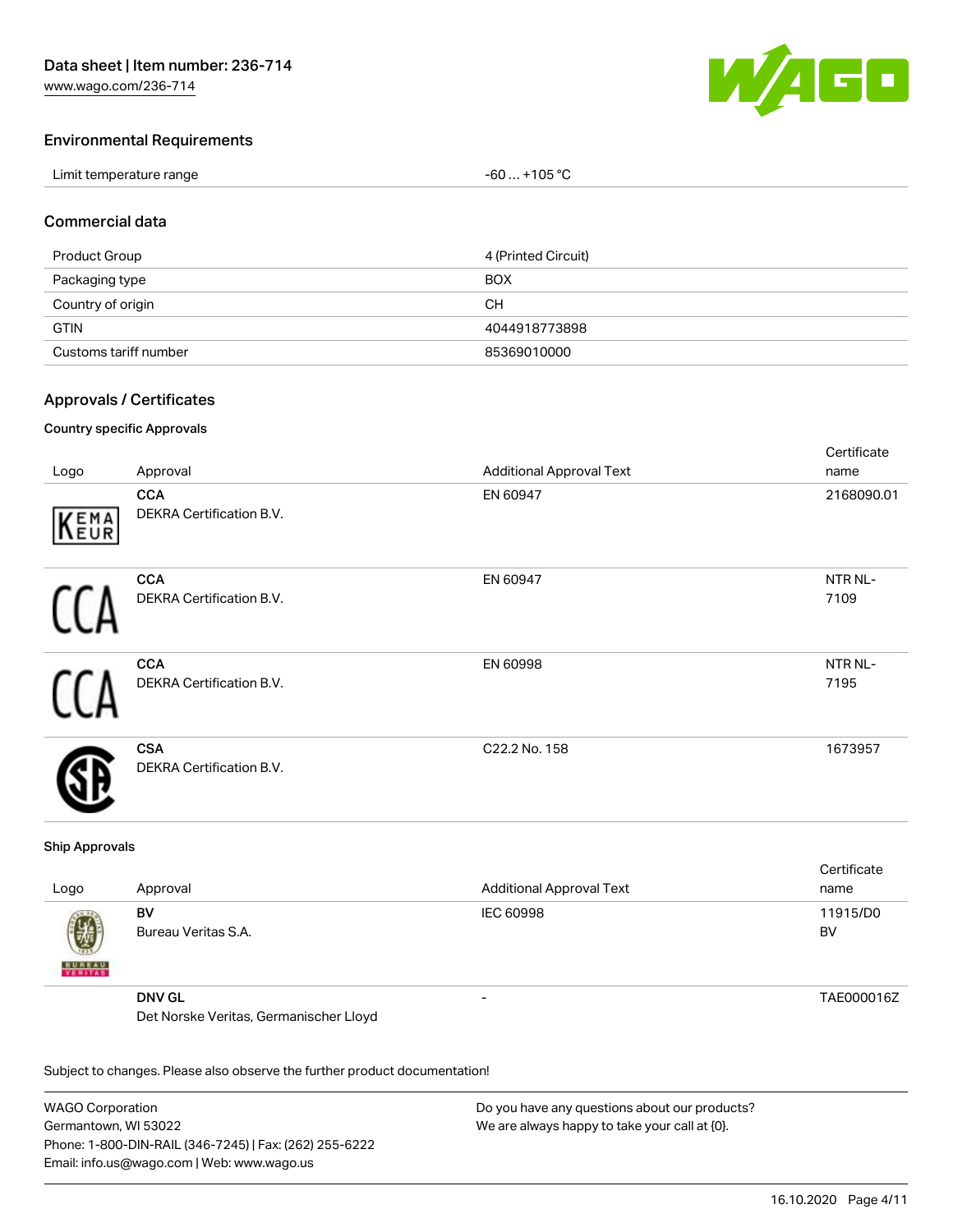## Environmental Requirements

| Limit temperature range | -60 … +105 °C |
|---|---|

## Commercial data

| Product Group | 4 (Printed Circuit) |
|---|---|
| Packaging type | BOX |
| Country of origin | CH |
| GTIN | 4044918773898 |
| Customs tariff number | 85369010000 |

## Approvals / Certificates

### Country specific Approvals

| Logo | Approval | Additional Approval Text | Certificate name |
|---|---|---|---|
| | **CCA** DEKRA Certification B.V. | EN 60947 | 2168090.01 |
| | **CCA** DEKRA Certification B.V. | EN 60947 | NTR NL-7109 |
| | **CCA** DEKRA Certification B.V. | EN 60998 | NTR NL-7195 |
| | **CSA** DEKRA Certification B.V. | C22.2 No. 158 | 1673957 |

### Ship Approvals

| Logo | Approval | Additional Approval Text | Certificate name |
|---|---|---|---|
| | **BV** Bureau Veritas S.A. | IEC 60998 | 11915/D0 BV |
| | **DNV GL** Det Norske Veritas, Germanischer Lloyd | - | TAE000016Z |

Subject to changes. Please also observe the further product documentation!

WAGO Corporation
Germantown, WI 53022
Phone: 1-800-DIN-RAIL (346-7245) | Fax: (262) 255-6222
Email: info.us@wago.com | Web: www.wago.us

Do you have any questions about our products?
We are always happy to take your call at {0}.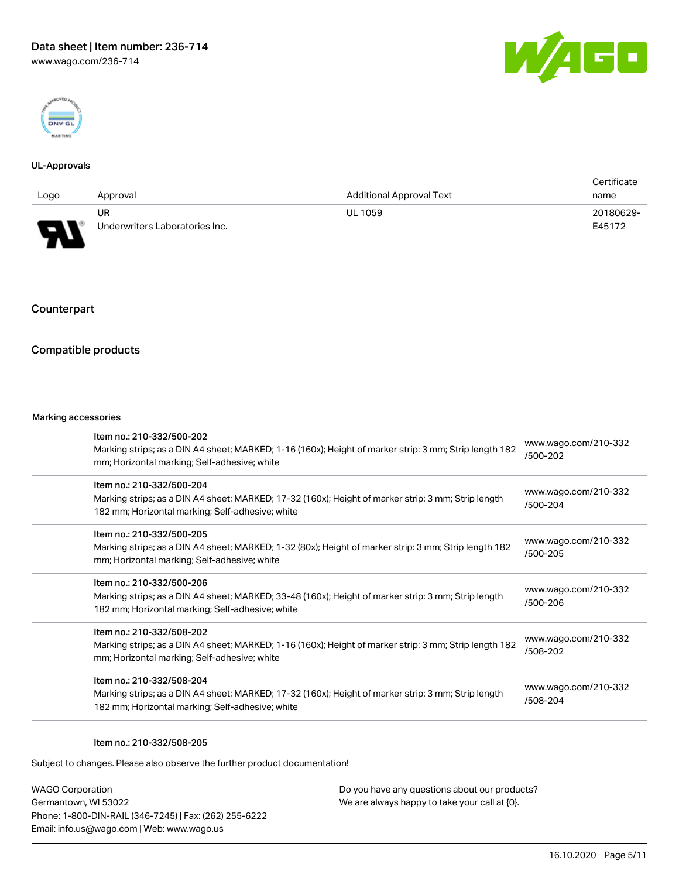## UL-Approvals

| Logo | Approval | Additional Approval Text | Certificate name |
| --- | --- | --- | --- |
| | UR<br>Underwriters Laboratories Inc. | UL 1059 | 20180629-E45172 |

## Counterpart

## Compatible products

Marking accessories

| | Item | Link |
| --- | --- | --- |
| | Item no.: 210-332/500-202<br>Marking strips; as a DIN A4 sheet; MARKED; 1-16 (160x); Height of marker strip: 3 mm; Strip length 182 mm; Horizontal marking; Self-adhesive; white | www.wago.com/210-332/500-202 |
| | Item no.: 210-332/500-204<br>Marking strips; as a DIN A4 sheet; MARKED; 17-32 (160x); Height of marker strip: 3 mm; Strip length 182 mm; Horizontal marking; Self-adhesive; white | www.wago.com/210-332/500-204 |
| | Item no.: 210-332/500-205<br>Marking strips; as a DIN A4 sheet; MARKED; 1-32 (80x); Height of marker strip: 3 mm; Strip length 182 mm; Horizontal marking; Self-adhesive; white | www.wago.com/210-332/500-205 |
| | Item no.: 210-332/500-206<br>Marking strips; as a DIN A4 sheet; MARKED; 33-48 (160x); Height of marker strip: 3 mm; Strip length 182 mm; Horizontal marking; Self-adhesive; white | www.wago.com/210-332/500-206 |
| | Item no.: 210-332/508-202<br>Marking strips; as a DIN A4 sheet; MARKED; 1-16 (160x); Height of marker strip: 3 mm; Strip length 182 mm; Horizontal marking; Self-adhesive; white | www.wago.com/210-332/508-202 |
| | Item no.: 210-332/508-204<br>Marking strips; as a DIN A4 sheet; MARKED; 17-32 (160x); Height of marker strip: 3 mm; Strip length 182 mm; Horizontal marking; Self-adhesive; white | www.wago.com/210-332/508-204 |
| | Item no.: 210-332/508-205 | |

Subject to changes. Please also observe the further product documentation!

WAGO Corporation
Germantown, WI 53022
Phone: 1-800-DIN-RAIL (346-7245) | Fax: (262) 255-6222
Email: info.us@wago.com | Web: www.wago.us

Do you have any questions about our products?
We are always happy to take your call at {0}.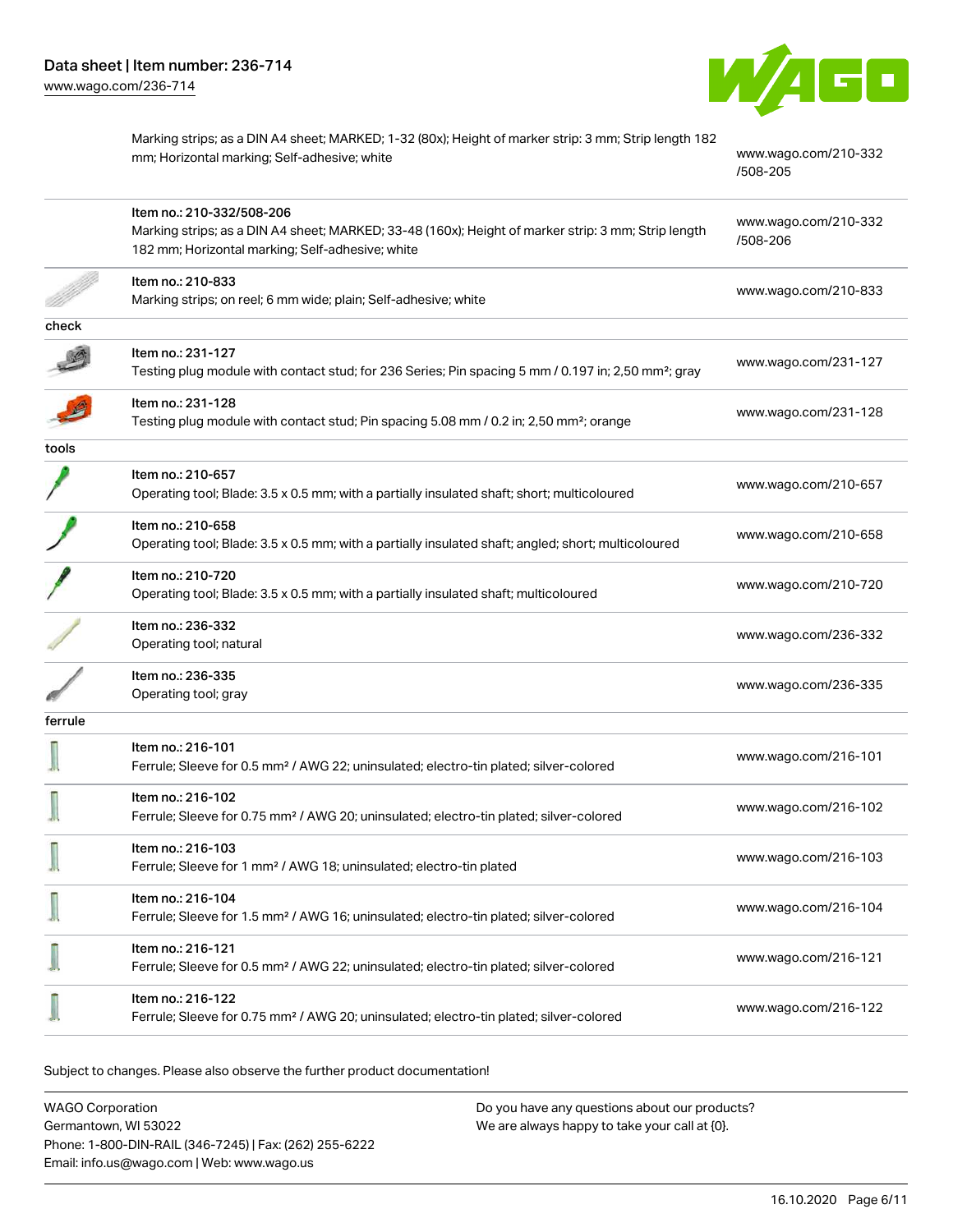| | | |
|---|---|---|
| | Marking strips; as a DIN A4 sheet; MARKED; 1-32 (80x); Height of marker strip: 3 mm; Strip length 182 mm; Horizontal marking; Self-adhesive; white | www.wago.com/210-332/508-205 |
| | Item no.: 210-332/508-206<br>Marking strips; as a DIN A4 sheet; MARKED; 33-48 (160x); Height of marker strip: 3 mm; Strip length 182 mm; Horizontal marking; Self-adhesive; white | www.wago.com/210-332/508-206 |
| | Item no.: 210-833<br>Marking strips; on reel; 6 mm wide; plain; Self-adhesive; white | www.wago.com/210-833 |
| check | | |
| | Item no.: 231-127<br>Testing plug module with contact stud; for 236 Series; Pin spacing 5 mm / 0.197 in; 2,50 mm²; gray | www.wago.com/231-127 |
| | Item no.: 231-128<br>Testing plug module with contact stud; Pin spacing 5.08 mm / 0.2 in; 2,50 mm²; orange | www.wago.com/231-128 |
| tools | | |
| | Item no.: 210-657<br>Operating tool; Blade: 3.5 x 0.5 mm; with a partially insulated shaft; short; multicoloured | www.wago.com/210-657 |
| | Item no.: 210-658<br>Operating tool; Blade: 3.5 x 0.5 mm; with a partially insulated shaft; angled; short; multicoloured | www.wago.com/210-658 |
| | Item no.: 210-720<br>Operating tool; Blade: 3.5 x 0.5 mm; with a partially insulated shaft; multicoloured | www.wago.com/210-720 |
| | Item no.: 236-332<br>Operating tool; natural | www.wago.com/236-332 |
| | Item no.: 236-335<br>Operating tool; gray | www.wago.com/236-335 |
| ferrule | | |
| | Item no.: 216-101<br>Ferrule; Sleeve for 0.5 mm² / AWG 22; uninsulated; electro-tin plated; silver-colored | www.wago.com/216-101 |
| | Item no.: 216-102<br>Ferrule; Sleeve for 0.75 mm² / AWG 20; uninsulated; electro-tin plated; silver-colored | www.wago.com/216-102 |
| | Item no.: 216-103<br>Ferrule; Sleeve for 1 mm² / AWG 18; uninsulated; electro-tin plated | www.wago.com/216-103 |
| | Item no.: 216-104<br>Ferrule; Sleeve for 1.5 mm² / AWG 16; uninsulated; electro-tin plated; silver-colored | www.wago.com/216-104 |
| | Item no.: 216-121<br>Ferrule; Sleeve for 0.5 mm² / AWG 22; uninsulated; electro-tin plated; silver-colored | www.wago.com/216-121 |
| | Item no.: 216-122<br>Ferrule; Sleeve for 0.75 mm² / AWG 20; uninsulated; electro-tin plated; silver-colored | www.wago.com/216-122 |

Subject to changes. Please also observe the further product documentation!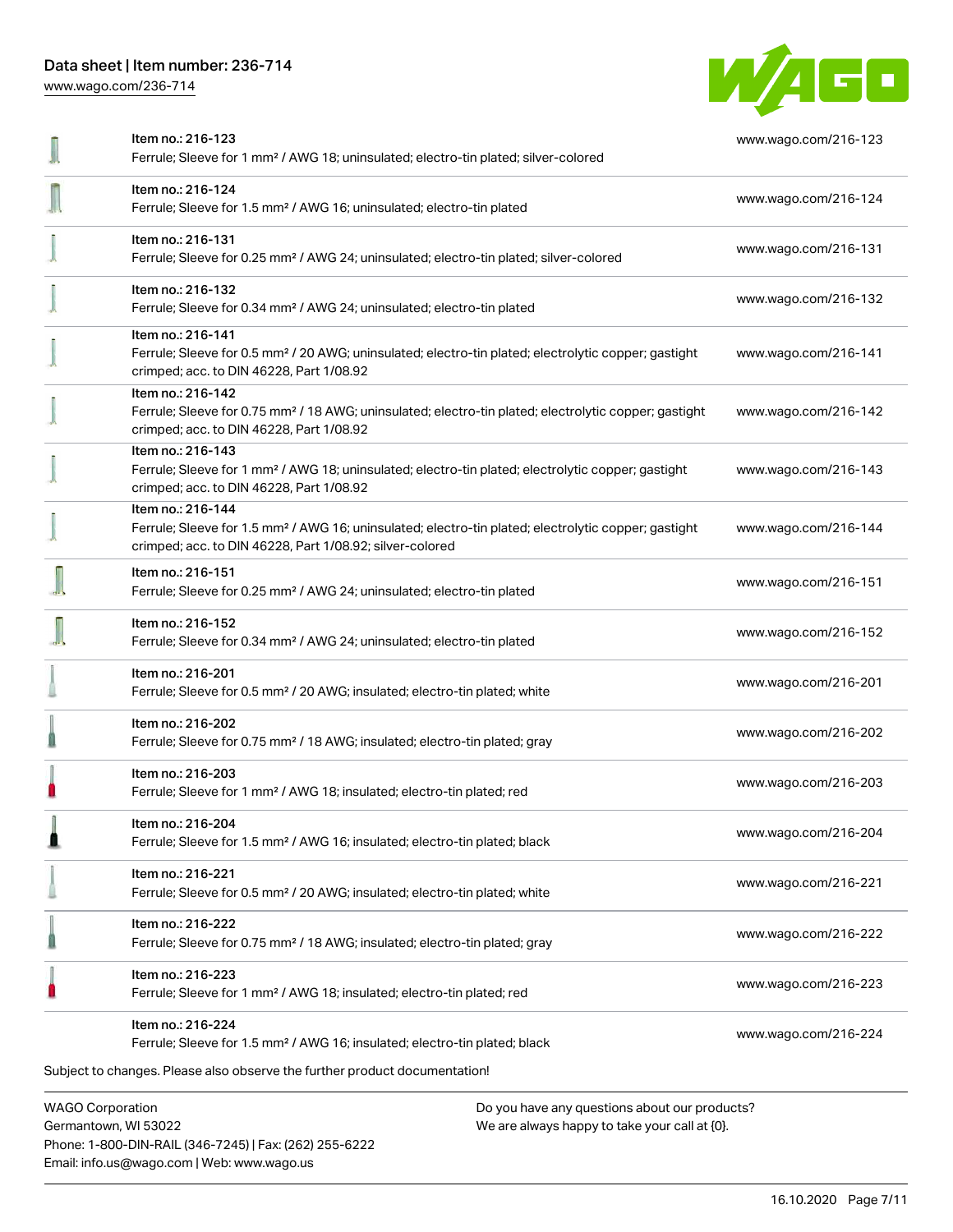| | | |
|---|---|---|
| | Item no.: 216-123<br>Ferrule; Sleeve for 1 mm² / AWG 18; uninsulated; electro-tin plated; silver-colored | www.wago.com/216-123 |
| | Item no.: 216-124<br>Ferrule; Sleeve for 1.5 mm² / AWG 16; uninsulated; electro-tin plated | www.wago.com/216-124 |
| | Item no.: 216-131<br>Ferrule; Sleeve for 0.25 mm² / AWG 24; uninsulated; electro-tin plated; silver-colored | www.wago.com/216-131 |
| | Item no.: 216-132<br>Ferrule; Sleeve for 0.34 mm² / AWG 24; uninsulated; electro-tin plated | www.wago.com/216-132 |
| | Item no.: 216-141<br>Ferrule; Sleeve for 0.5 mm² / 20 AWG; uninsulated; electro-tin plated; electrolytic copper; gastight crimped; acc. to DIN 46228, Part 1/08.92 | www.wago.com/216-141 |
| | Item no.: 216-142<br>Ferrule; Sleeve for 0.75 mm² / 18 AWG; uninsulated; electro-tin plated; electrolytic copper; gastight crimped; acc. to DIN 46228, Part 1/08.92 | www.wago.com/216-142 |
| | Item no.: 216-143<br>Ferrule; Sleeve for 1 mm² / AWG 18; uninsulated; electro-tin plated; electrolytic copper; gastight crimped; acc. to DIN 46228, Part 1/08.92 | www.wago.com/216-143 |
| | Item no.: 216-144<br>Ferrule; Sleeve for 1.5 mm² / AWG 16; uninsulated; electro-tin plated; electrolytic copper; gastight crimped; acc. to DIN 46228, Part 1/08.92; silver-colored | www.wago.com/216-144 |
| | Item no.: 216-151<br>Ferrule; Sleeve for 0.25 mm² / AWG 24; uninsulated; electro-tin plated | www.wago.com/216-151 |
| | Item no.: 216-152<br>Ferrule; Sleeve for 0.34 mm² / AWG 24; uninsulated; electro-tin plated | www.wago.com/216-152 |
| | Item no.: 216-201<br>Ferrule; Sleeve for 0.5 mm² / 20 AWG; insulated; electro-tin plated; white | www.wago.com/216-201 |
| | Item no.: 216-202<br>Ferrule; Sleeve for 0.75 mm² / 18 AWG; insulated; electro-tin plated; gray | www.wago.com/216-202 |
| | Item no.: 216-203<br>Ferrule; Sleeve for 1 mm² / AWG 18; insulated; electro-tin plated; red | www.wago.com/216-203 |
| | Item no.: 216-204<br>Ferrule; Sleeve for 1.5 mm² / AWG 16; insulated; electro-tin plated; black | www.wago.com/216-204 |
| | Item no.: 216-221<br>Ferrule; Sleeve for 0.5 mm² / 20 AWG; insulated; electro-tin plated; white | www.wago.com/216-221 |
| | Item no.: 216-222<br>Ferrule; Sleeve for 0.75 mm² / 18 AWG; insulated; electro-tin plated; gray | www.wago.com/216-222 |
| | Item no.: 216-223<br>Ferrule; Sleeve for 1 mm² / AWG 18; insulated; electro-tin plated; red | www.wago.com/216-223 |
| | Item no.: 216-224<br>Ferrule; Sleeve for 1.5 mm² / AWG 16; insulated; electro-tin plated; black | www.wago.com/216-224 |

Subject to changes. Please also observe the further product documentation!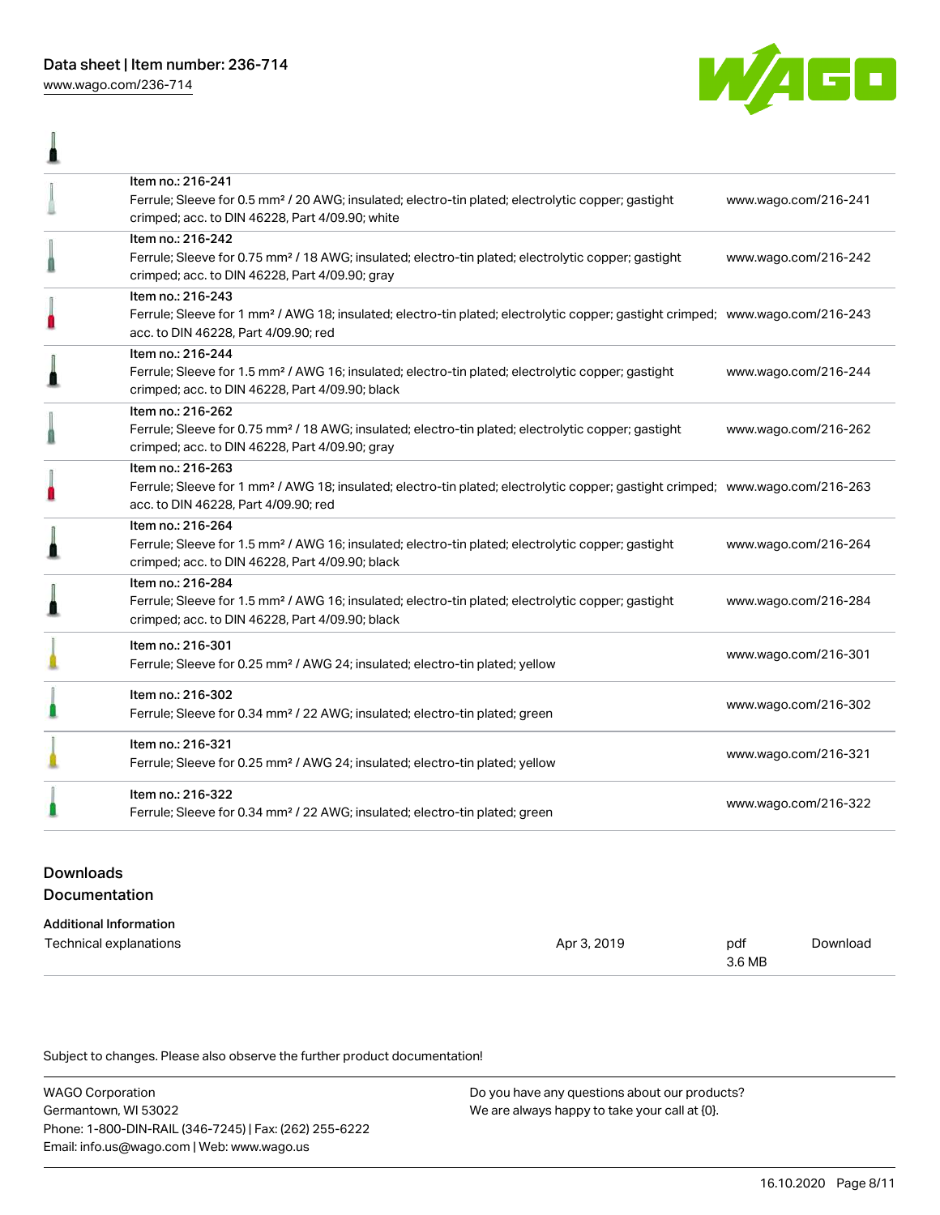| Item | Description | Link |
| --- | --- | --- |
| Item no.: 216-241 | Ferrule; Sleeve for 0.5 mm² / 20 AWG; insulated; electro-tin plated; electrolytic copper; gastight crimped; acc. to DIN 46228, Part 4/09.90; white | www.wago.com/216-241 |
| Item no.: 216-242 | Ferrule; Sleeve for 0.75 mm² / 18 AWG; insulated; electro-tin plated; electrolytic copper; gastight crimped; acc. to DIN 46228, Part 4/09.90; gray | www.wago.com/216-242 |
| Item no.: 216-243 | Ferrule; Sleeve for 1 mm² / AWG 18; insulated; electro-tin plated; electrolytic copper; gastight crimped; acc. to DIN 46228, Part 4/09.90; red | www.wago.com/216-243 |
| Item no.: 216-244 | Ferrule; Sleeve for 1.5 mm² / AWG 16; insulated; electro-tin plated; electrolytic copper; gastight crimped; acc. to DIN 46228, Part 4/09.90; black | www.wago.com/216-244 |
| Item no.: 216-262 | Ferrule; Sleeve for 0.75 mm² / 18 AWG; insulated; electro-tin plated; electrolytic copper; gastight crimped; acc. to DIN 46228, Part 4/09.90; gray | www.wago.com/216-262 |
| Item no.: 216-263 | Ferrule; Sleeve for 1 mm² / AWG 18; insulated; electro-tin plated; electrolytic copper; gastight crimped; acc. to DIN 46228, Part 4/09.90; red | www.wago.com/216-263 |
| Item no.: 216-264 | Ferrule; Sleeve for 1.5 mm² / AWG 16; insulated; electro-tin plated; electrolytic copper; gastight crimped; acc. to DIN 46228, Part 4/09.90; black | www.wago.com/216-264 |
| Item no.: 216-284 | Ferrule; Sleeve for 1.5 mm² / AWG 16; insulated; electro-tin plated; electrolytic copper; gastight crimped; acc. to DIN 46228, Part 4/09.90; black | www.wago.com/216-284 |
| Item no.: 216-301 | Ferrule; Sleeve for 0.25 mm² / AWG 24; insulated; electro-tin plated; yellow | www.wago.com/216-301 |
| Item no.: 216-302 | Ferrule; Sleeve for 0.34 mm² / 22 AWG; insulated; electro-tin plated; green | www.wago.com/216-302 |
| Item no.: 216-321 | Ferrule; Sleeve for 0.25 mm² / AWG 24; insulated; electro-tin plated; yellow | www.wago.com/216-321 |
| Item no.: 216-322 | Ferrule; Sleeve for 0.34 mm² / 22 AWG; insulated; electro-tin plated; green | www.wago.com/216-322 |

## Downloads

### Documentation

**Additional Information**

| Document | Date | Format | |
| --- | --- | --- | --- |
| Technical explanations | Apr 3, 2019 | pdf 3.6 MB | Download |

Subject to changes. Please also observe the further product documentation!

WAGO Corporation
Germantown, WI 53022
Phone: 1-800-DIN-RAIL (346-7245) | Fax: (262) 255-6222
Email: info.us@wago.com | Web: www.wago.us

Do you have any questions about our products?
We are always happy to take your call at {0}.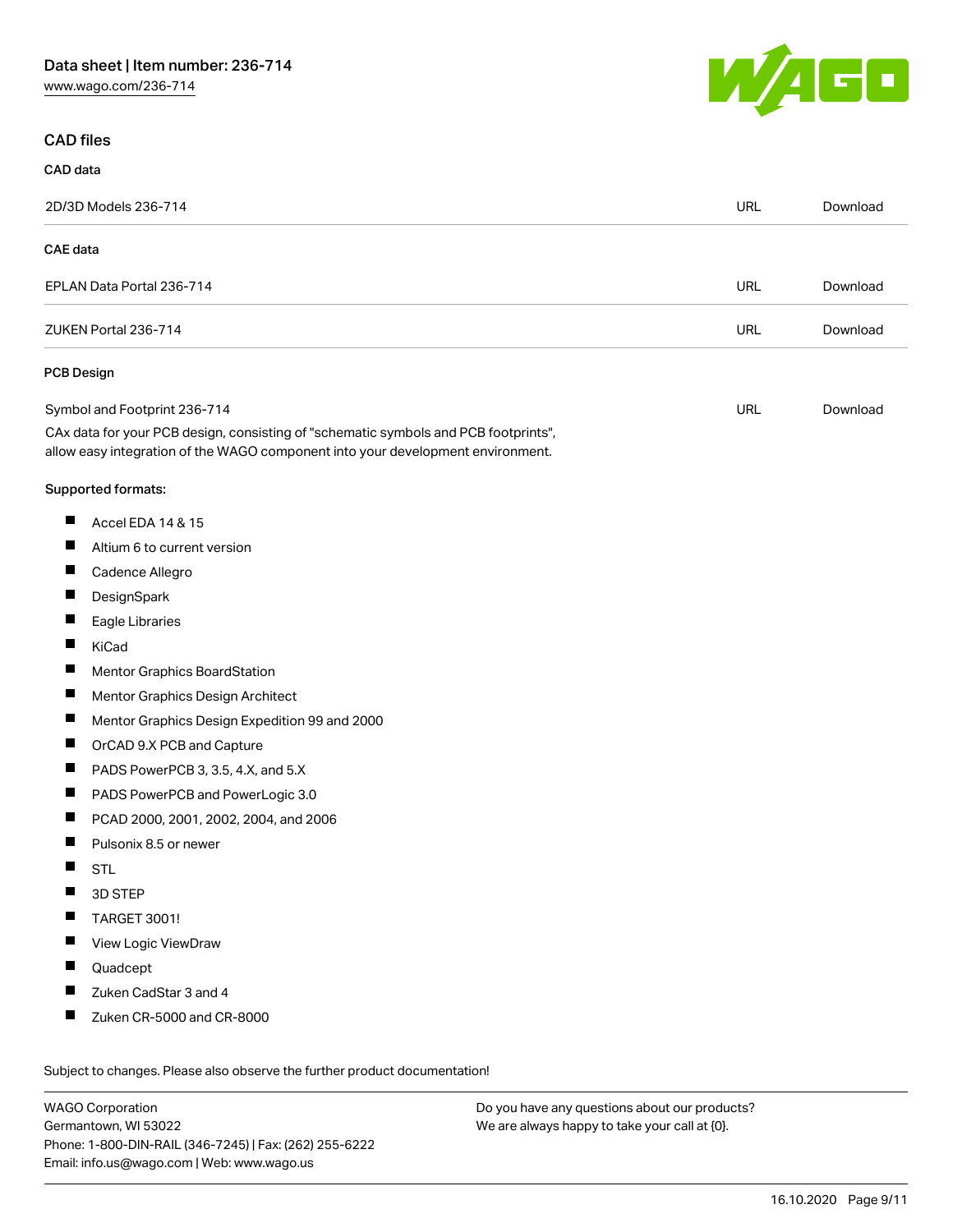## CAD files

### CAD data

| | | |
|---|---|---|
| 2D/3D Models 236-714 | URL | Download |

### CAE data

| | | |
|---|---|---|
| EPLAN Data Portal 236-714 | URL | Download |
| ZUKEN Portal 236-714 | URL | Download |

### PCB Design

| | | |
|---|---|---|
| Symbol and Footprint 236-714 | URL | Download |

CAx data for your PCB design, consisting of "schematic symbols and PCB footprints", allow easy integration of the WAGO component into your development environment.

Supported formats:

- Accel EDA 14 & 15
- Altium 6 to current version
- Cadence Allegro
- DesignSpark
- Eagle Libraries
- KiCad
- Mentor Graphics BoardStation
- Mentor Graphics Design Architect
- Mentor Graphics Design Expedition 99 and 2000
- OrCAD 9.X PCB and Capture
- PADS PowerPCB 3, 3.5, 4.X, and 5.X
- PADS PowerPCB and PowerLogic 3.0
- PCAD 2000, 2001, 2002, 2004, and 2006
- Pulsonix 8.5 or newer
- STL
- 3D STEP
- TARGET 3001!
- View Logic ViewDraw
- Quadcept
- Zuken CadStar 3 and 4
- Zuken CR-5000 and CR-8000

Subject to changes. Please also observe the further product documentation!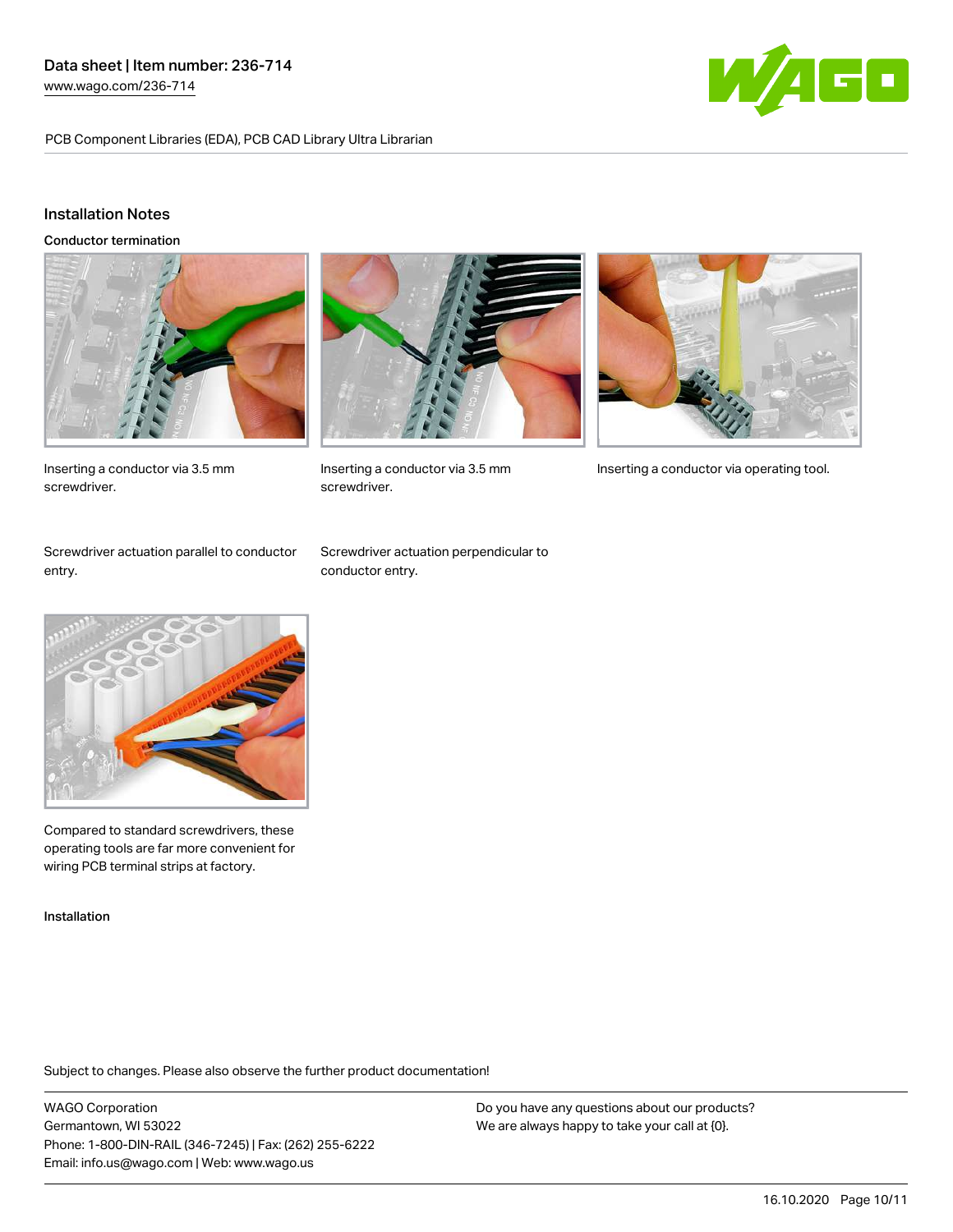## Installation Notes

### Conductor termination

Inserting a conductor via 3.5 mm screwdriver.

Inserting a conductor via 3.5 mm screwdriver.

Inserting a conductor via operating tool.

Screwdriver actuation parallel to conductor entry.

Screwdriver actuation perpendicular to conductor entry.

Compared to standard screwdrivers, these operating tools are far more convenient for wiring PCB terminal strips at factory.

### Installation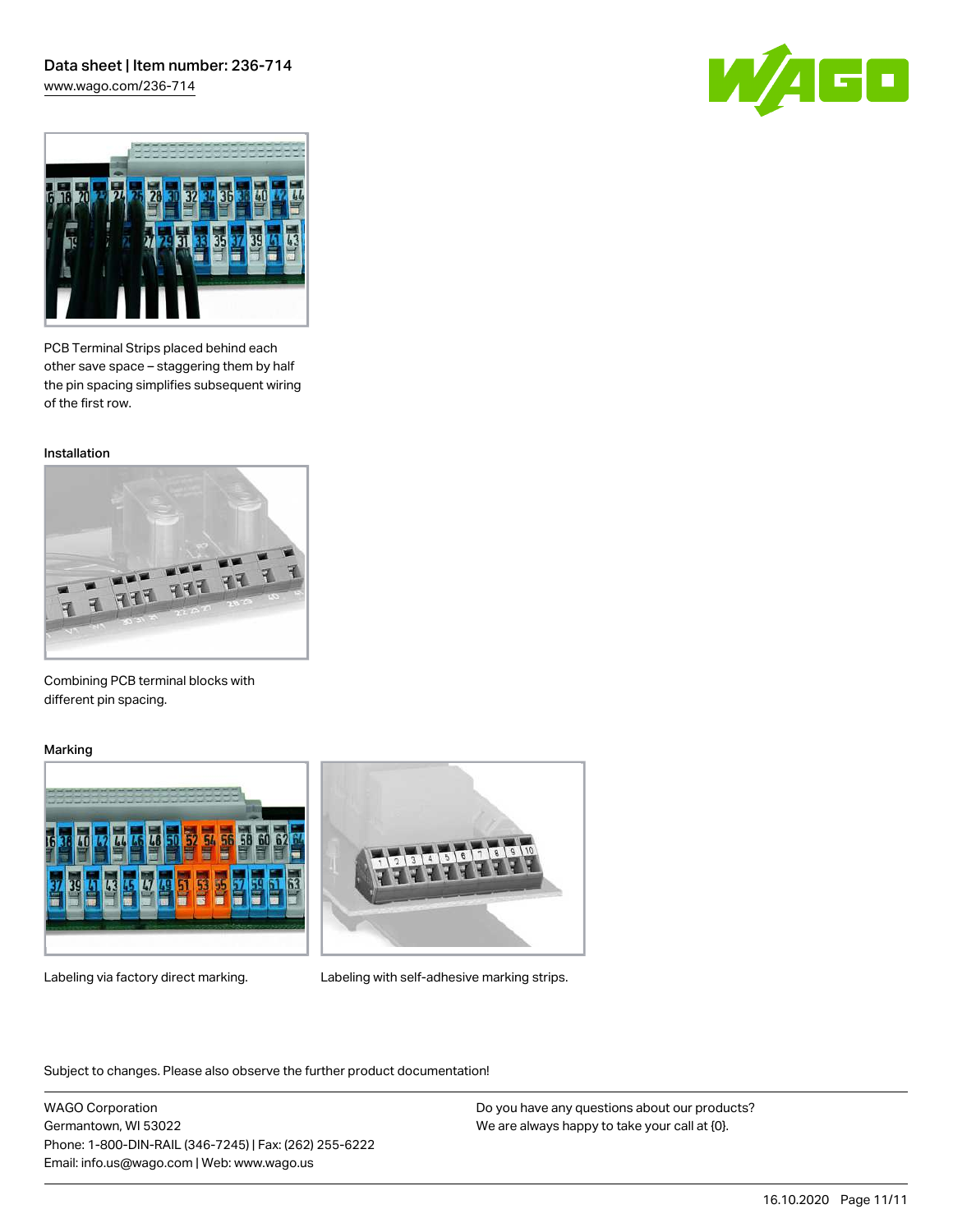PCB Terminal Strips placed behind each other save space – staggering them by half the pin spacing simplifies subsequent wiring of the first row.

### Installation

Combining PCB terminal blocks with different pin spacing.

### Marking

Labeling via factory direct marking.

Labeling with self-adhesive marking strips.

Subject to changes. Please also observe the further product documentation!

WAGO Corporation
Germantown, WI 53022
Phone: 1-800-DIN-RAIL (346-7245) | Fax: (262) 255-6222
Email: info.us@wago.com | Web: www.wago.us

Do you have any questions about our products?
We are always happy to take your call at {0}.